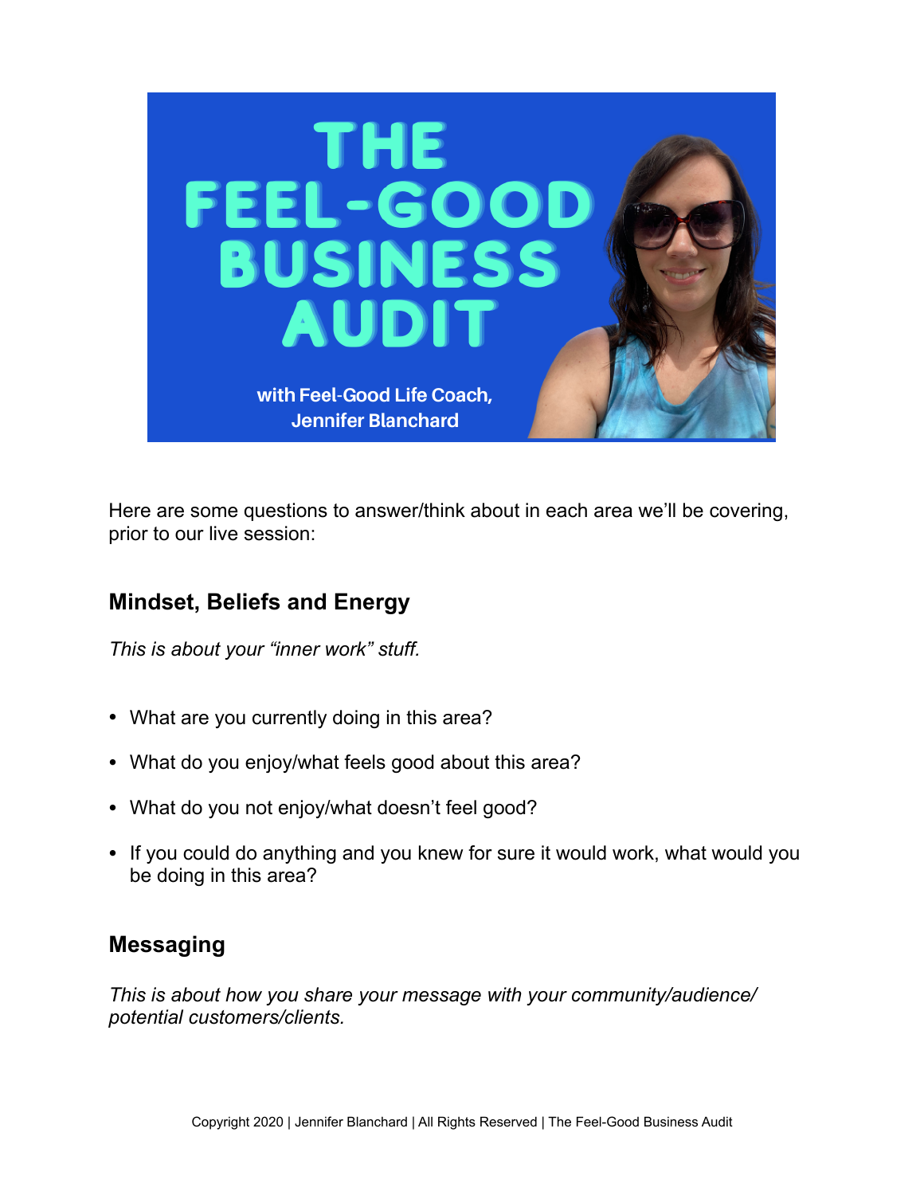# THE FEEL-GOOD BUSINESS AUDIT

with Feel-Good Life Coach, Jennifer Blanchard

Here are some questions to answer/think about in each area we'll be covering, prior to our live session:

## Mindset, Beliefs and Energy

*This is about your "inner work" stuff.*

- What are you currently doing in this area?
- What do you enjoy/what feels good about this area?
- What do you not enjoy/what doesn't feel good?
- If you could do anything and you knew for sure it would work, what would you be doing in this area?

## Messaging

*This is about how you share your message with your community/audience/ potential customers/clients.*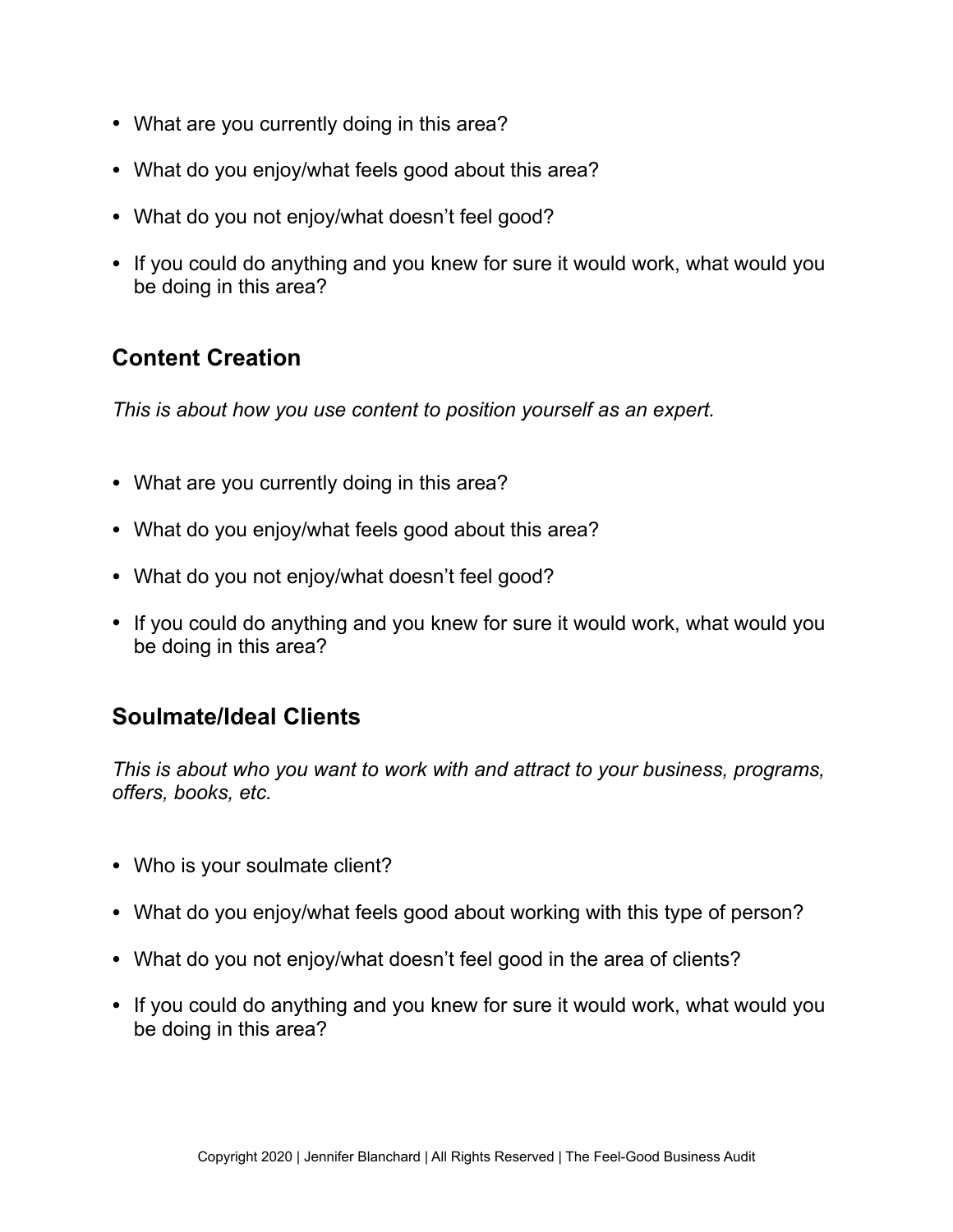- What are you currently doing in this area?
- What do you enjoy/what feels good about this area?
- What do you not enjoy/what doesn't feel good?
- If you could do anything and you knew for sure it would work, what would you be doing in this area?

## Content Creation

*This is about how you use content to position yourself as an expert.*

- What are you currently doing in this area?
- What do you enjoy/what feels good about this area?
- What do you not enjoy/what doesn't feel good?
- If you could do anything and you knew for sure it would work, what would you be doing in this area?

## Soulmate/Ideal Clients

*This is about who you want to work with and attract to your business, programs, offers, books, etc.*

- Who is your soulmate client?
- What do you enjoy/what feels good about working with this type of person?
- What do you not enjoy/what doesn't feel good in the area of clients?
- If you could do anything and you knew for sure it would work, what would you be doing in this area?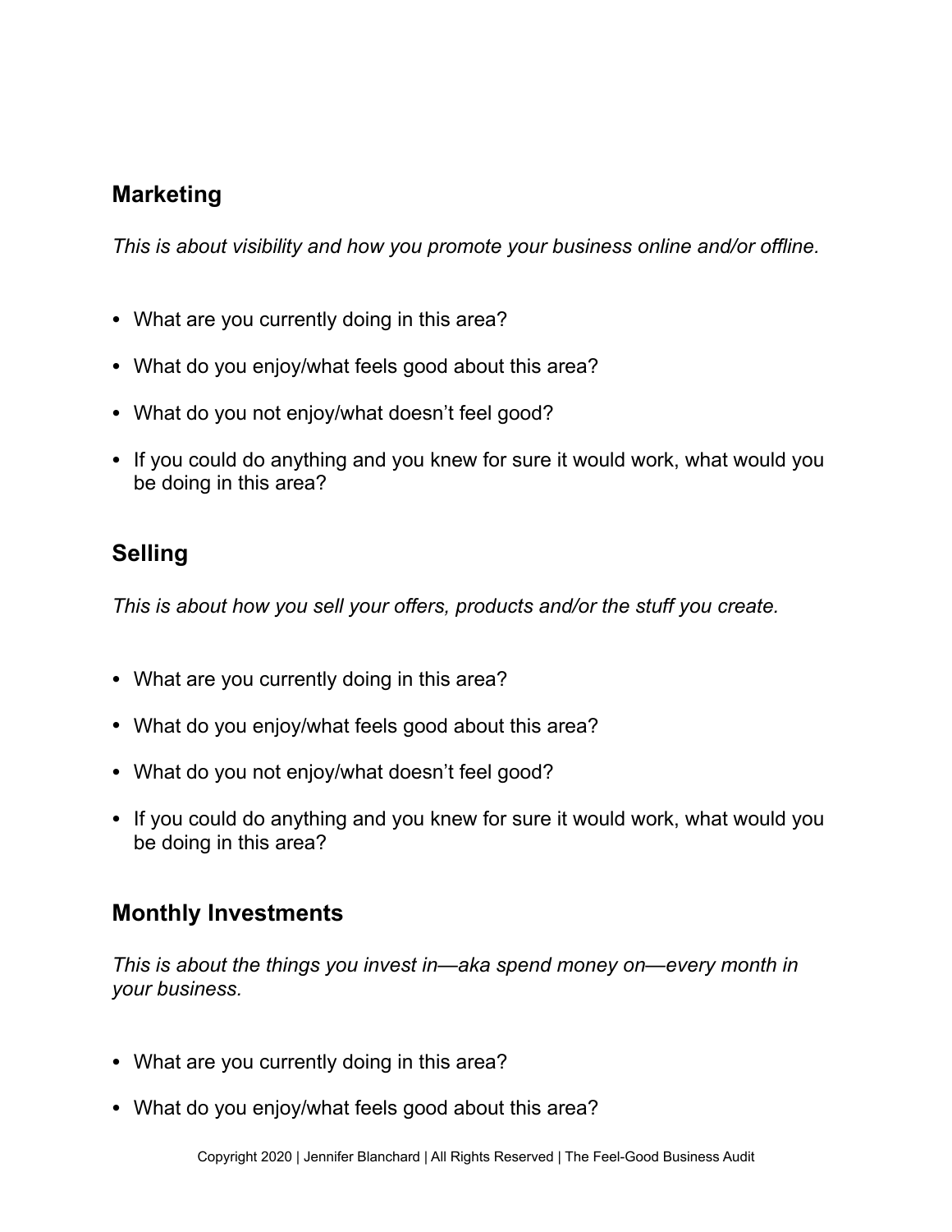## Marketing

*This is about visibility and how you promote your business online and/or offline.*

- What are you currently doing in this area?
- What do you enjoy/what feels good about this area?
- What do you not enjoy/what doesn't feel good?
- If you could do anything and you knew for sure it would work, what would you be doing in this area?

## Selling

*This is about how you sell your offers, products and/or the stuff you create.*

- What are you currently doing in this area?
- What do you enjoy/what feels good about this area?
- What do you not enjoy/what doesn't feel good?
- If you could do anything and you knew for sure it would work, what would you be doing in this area?

## Monthly Investments

*This is about the things you invest in—aka spend money on—every month in your business.*

- What are you currently doing in this area?
- What do you enjoy/what feels good about this area?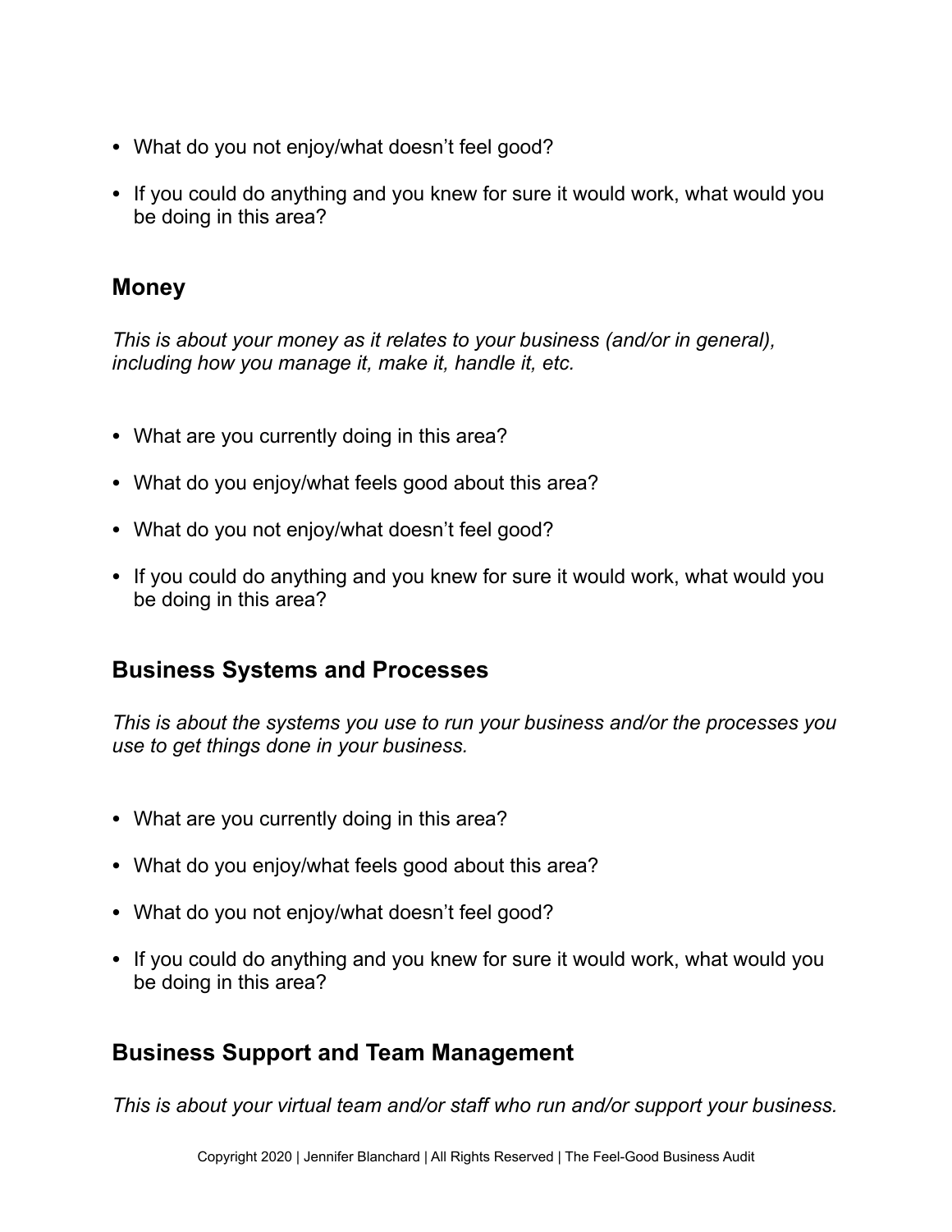- What do you not enjoy/what doesn't feel good?

- If you could do anything and you knew for sure it would work, what would you be doing in this area?

## Money

*This is about your money as it relates to your business (and/or in general), including how you manage it, make it, handle it, etc.*

- What are you currently doing in this area?

- What do you enjoy/what feels good about this area?

- What do you not enjoy/what doesn't feel good?

- If you could do anything and you knew for sure it would work, what would you be doing in this area?

## Business Systems and Processes

*This is about the systems you use to run your business and/or the processes you use to get things done in your business.*

- What are you currently doing in this area?

- What do you enjoy/what feels good about this area?

- What do you not enjoy/what doesn't feel good?

- If you could do anything and you knew for sure it would work, what would you be doing in this area?

## Business Support and Team Management

*This is about your virtual team and/or staff who run and/or support your business.*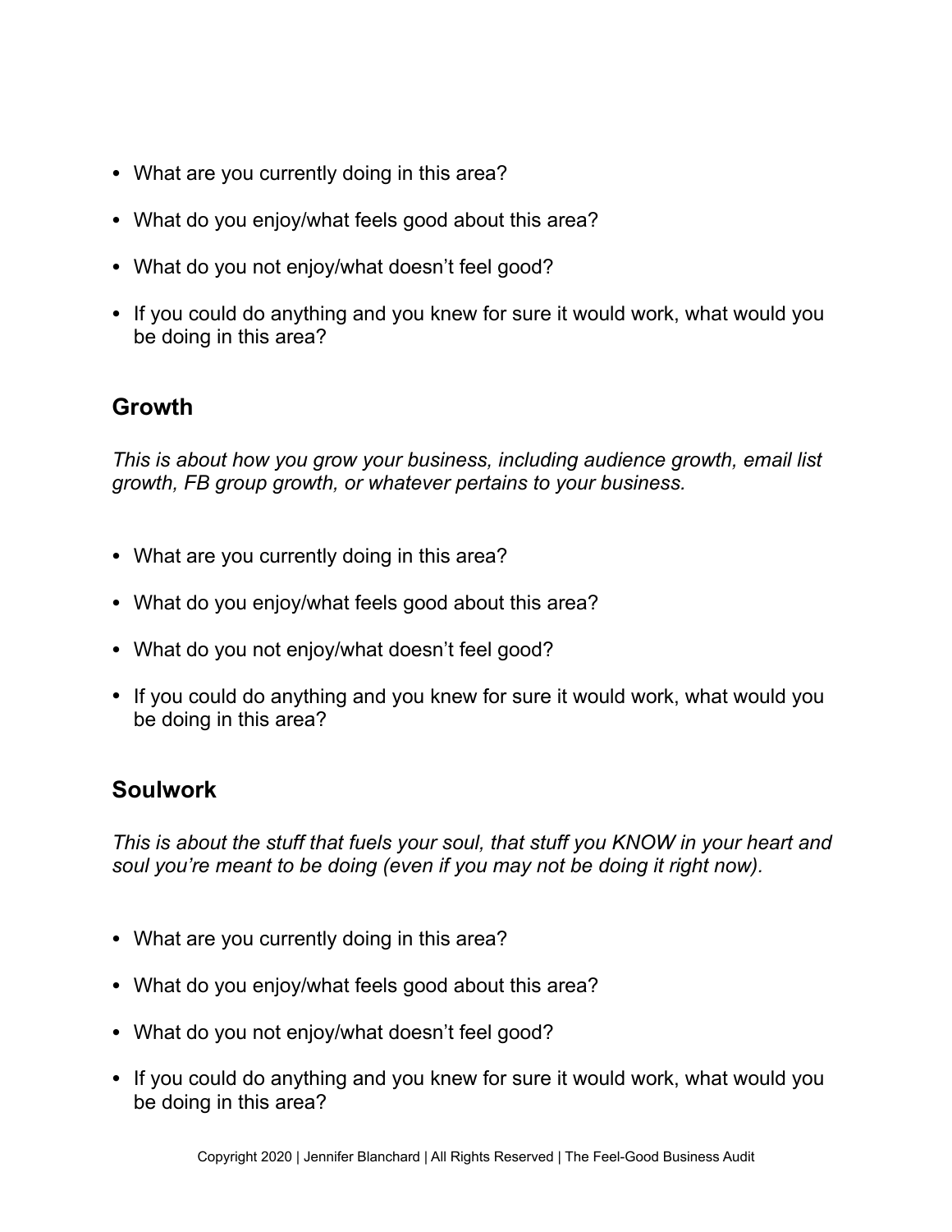- What are you currently doing in this area?
- What do you enjoy/what feels good about this area?
- What do you not enjoy/what doesn't feel good?
- If you could do anything and you knew for sure it would work, what would you be doing in this area?

## Growth

*This is about how you grow your business, including audience growth, email list growth, FB group growth, or whatever pertains to your business.*

- What are you currently doing in this area?
- What do you enjoy/what feels good about this area?
- What do you not enjoy/what doesn't feel good?
- If you could do anything and you knew for sure it would work, what would you be doing in this area?

## Soulwork

*This is about the stuff that fuels your soul, that stuff you KNOW in your heart and soul you're meant to be doing (even if you may not be doing it right now).*

- What are you currently doing in this area?
- What do you enjoy/what feels good about this area?
- What do you not enjoy/what doesn't feel good?
- If you could do anything and you knew for sure it would work, what would you be doing in this area?